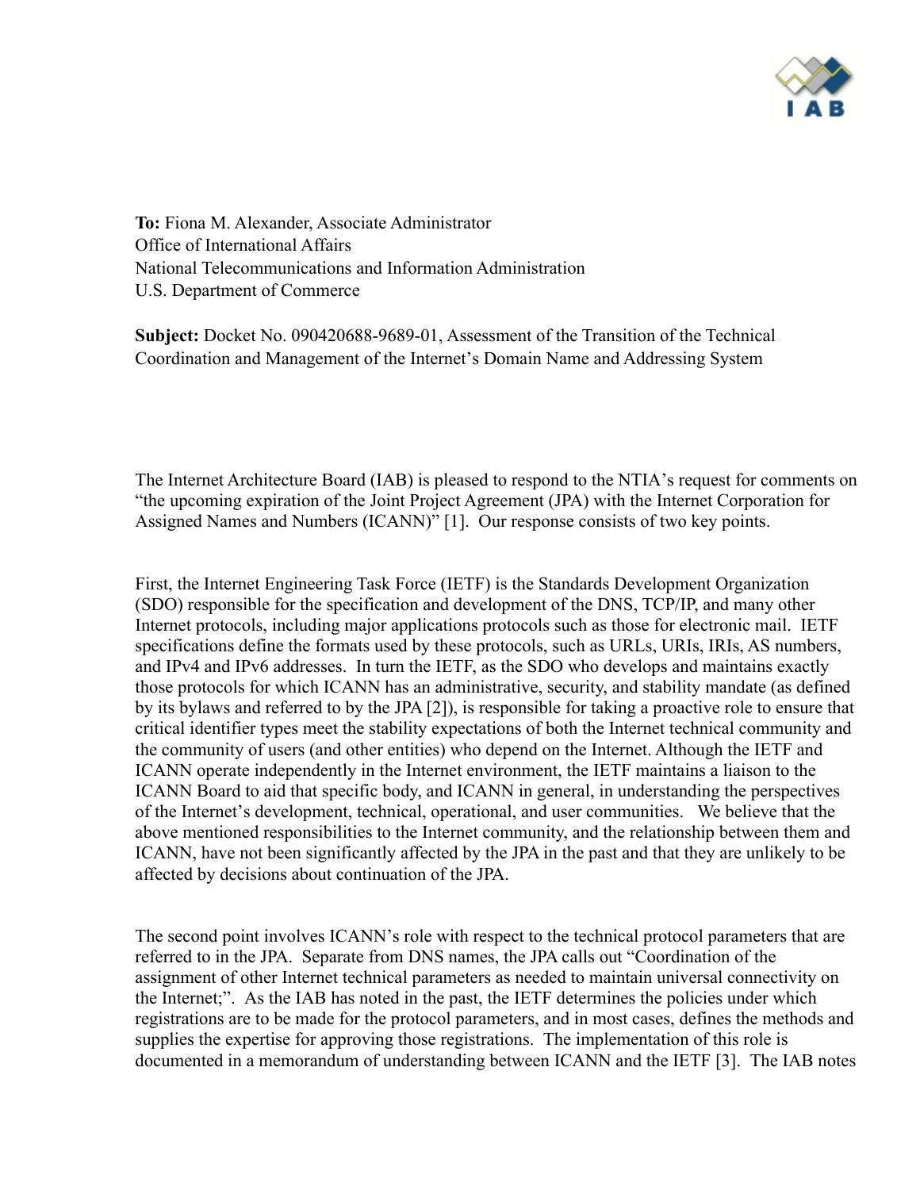**To:** Fiona M. Alexander, Associate Administrator
Office of International Affairs
National Telecommunications and Information Administration
U.S. Department of Commerce

**Subject:** Docket No. 090420688-9689-01, Assessment of the Transition of the Technical Coordination and Management of the Internet's Domain Name and Addressing System

The Internet Architecture Board (IAB) is pleased to respond to the NTIA's request for comments on "the upcoming expiration of the Joint Project Agreement (JPA) with the Internet Corporation for Assigned Names and Numbers (ICANN)" [1]. Our response consists of two key points.

First, the Internet Engineering Task Force (IETF) is the Standards Development Organization (SDO) responsible for the specification and development of the DNS, TCP/IP, and many other Internet protocols, including major applications protocols such as those for electronic mail. IETF specifications define the formats used by these protocols, such as URLs, URIs, IRIs, AS numbers, and IPv4 and IPv6 addresses. In turn the IETF, as the SDO who develops and maintains exactly those protocols for which ICANN has an administrative, security, and stability mandate (as defined by its bylaws and referred to by the JPA [2]), is responsible for taking a proactive role to ensure that critical identifier types meet the stability expectations of both the Internet technical community and the community of users (and other entities) who depend on the Internet. Although the IETF and ICANN operate independently in the Internet environment, the IETF maintains a liaison to the ICANN Board to aid that specific body, and ICANN in general, in understanding the perspectives of the Internet's development, technical, operational, and user communities. We believe that the above mentioned responsibilities to the Internet community, and the relationship between them and ICANN, have not been significantly affected by the JPA in the past and that they are unlikely to be affected by decisions about continuation of the JPA.

The second point involves ICANN's role with respect to the technical protocol parameters that are referred to in the JPA. Separate from DNS names, the JPA calls out "Coordination of the assignment of other Internet technical parameters as needed to maintain universal connectivity on the Internet;". As the IAB has noted in the past, the IETF determines the policies under which registrations are to be made for the protocol parameters, and in most cases, defines the methods and supplies the expertise for approving those registrations. The implementation of this role is documented in a memorandum of understanding between ICANN and the IETF [3]. The IAB notes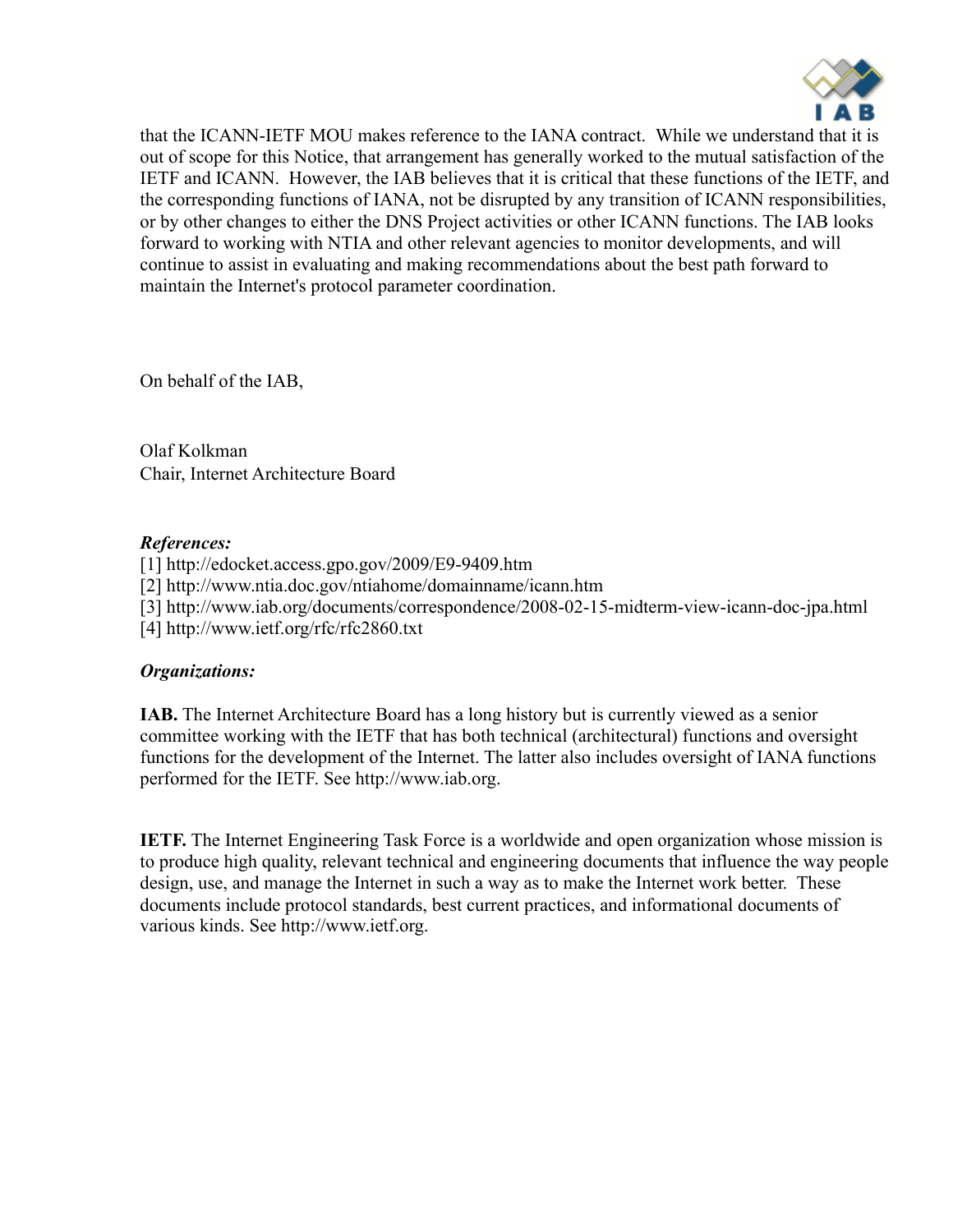that the ICANN-IETF MOU makes reference to the IANA contract. While we understand that it is out of scope for this Notice, that arrangement has generally worked to the mutual satisfaction of the IETF and ICANN. However, the IAB believes that it is critical that these functions of the IETF, and the corresponding functions of IANA, not be disrupted by any transition of ICANN responsibilities, or by other changes to either the DNS Project activities or other ICANN functions. The IAB looks forward to working with NTIA and other relevant agencies to monitor developments, and will continue to assist in evaluating and making recommendations about the best path forward to maintain the Internet's protocol parameter coordination.

On behalf of the IAB,

Olaf Kolkman
Chair, Internet Architecture Board

***References:***

[1] http://edocket.access.gpo.gov/2009/E9-9409.htm
[2] http://www.ntia.doc.gov/ntiahome/domainname/icann.htm
[3] http://www.iab.org/documents/correspondence/2008-02-15-midterm-view-icann-doc-jpa.html
[4] http://www.ietf.org/rfc/rfc2860.txt

***Organizations:***

**IAB.** The Internet Architecture Board has a long history but is currently viewed as a senior committee working with the IETF that has both technical (architectural) functions and oversight functions for the development of the Internet. The latter also includes oversight of IANA functions performed for the IETF. See http://www.iab.org.

**IETF.** The Internet Engineering Task Force is a worldwide and open organization whose mission is to produce high quality, relevant technical and engineering documents that influence the way people design, use, and manage the Internet in such a way as to make the Internet work better. These documents include protocol standards, best current practices, and informational documents of various kinds. See http://www.ietf.org.